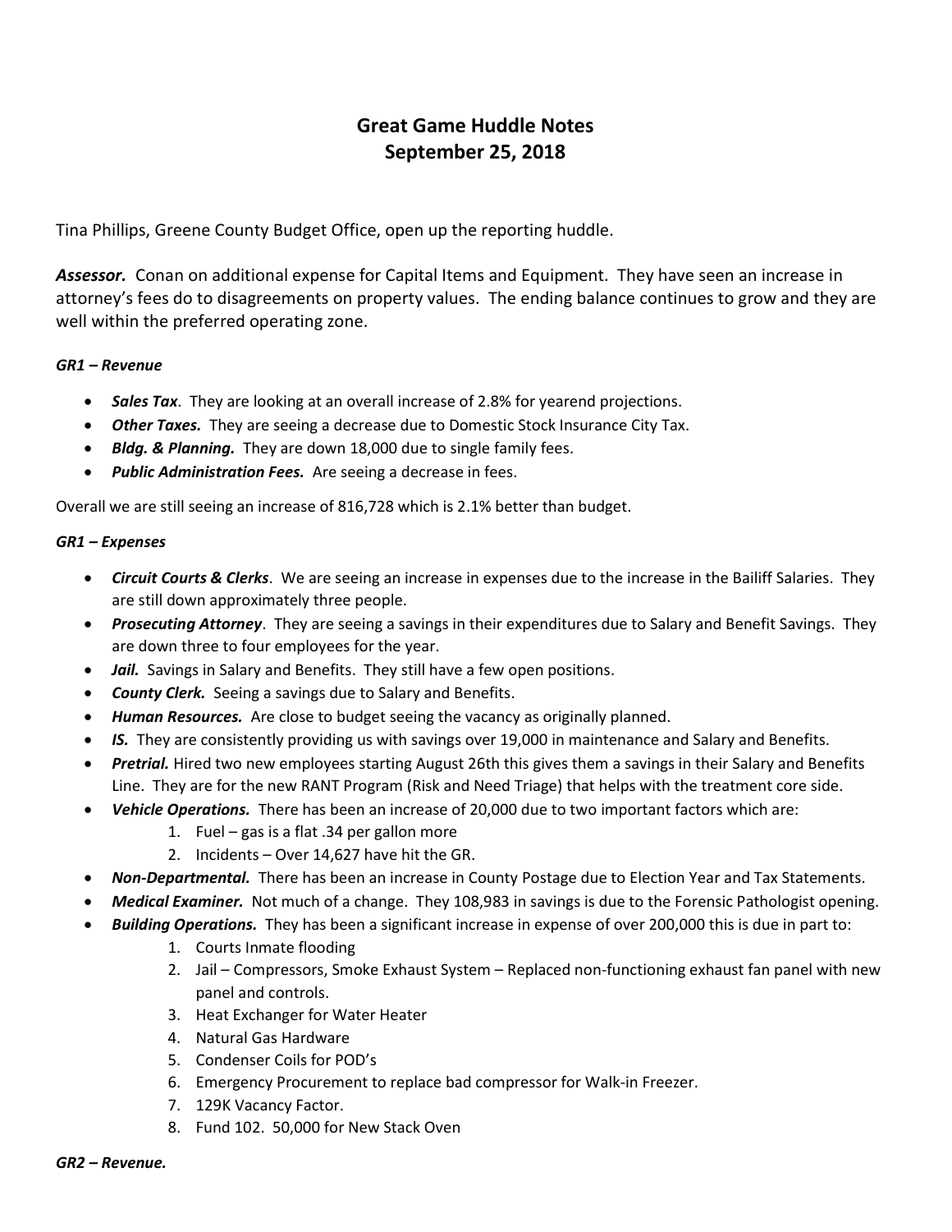# Great Game Huddle Notes
# September 25, 2018

Tina Phillips, Greene County Budget Office, open up the reporting huddle.

***Assessor.*** Conan on additional expense for Capital Items and Equipment. They have seen an increase in attorney's fees do to disagreements on property values. The ending balance continues to grow and they are well within the preferred operating zone.

***GR1 – Revenue***

- ***Sales Tax***. They are looking at an overall increase of 2.8% for yearend projections.
- ***Other Taxes.*** They are seeing a decrease due to Domestic Stock Insurance City Tax.
- ***Bldg. & Planning.*** They are down 18,000 due to single family fees.
- ***Public Administration Fees.*** Are seeing a decrease in fees.

Overall we are still seeing an increase of 816,728 which is 2.1% better than budget.

***GR1 – Expenses***

- ***Circuit Courts & Clerks***. We are seeing an increase in expenses due to the increase in the Bailiff Salaries. They are still down approximately three people.
- ***Prosecuting Attorney***. They are seeing a savings in their expenditures due to Salary and Benefit Savings. They are down three to four employees for the year.
- ***Jail.*** Savings in Salary and Benefits. They still have a few open positions.
- ***County Clerk.*** Seeing a savings due to Salary and Benefits.
- ***Human Resources.*** Are close to budget seeing the vacancy as originally planned.
- ***IS.*** They are consistently providing us with savings over 19,000 in maintenance and Salary and Benefits.
- ***Pretrial.*** Hired two new employees starting August 26th this gives them a savings in their Salary and Benefits Line. They are for the new RANT Program (Risk and Need Triage) that helps with the treatment core side.
- ***Vehicle Operations.*** There has been an increase of 20,000 due to two important factors which are:
    1. Fuel – gas is a flat .34 per gallon more
    2. Incidents – Over 14,627 have hit the GR.
- ***Non-Departmental.*** There has been an increase in County Postage due to Election Year and Tax Statements.
- ***Medical Examiner.*** Not much of a change. They 108,983 in savings is due to the Forensic Pathologist opening.
- ***Building Operations.*** They has been a significant increase in expense of over 200,000 this is due in part to:
    1. Courts Inmate flooding
    2. Jail – Compressors, Smoke Exhaust System – Replaced non-functioning exhaust fan panel with new panel and controls.
    3. Heat Exchanger for Water Heater
    4. Natural Gas Hardware
    5. Condenser Coils for POD's
    6. Emergency Procurement to replace bad compressor for Walk-in Freezer.
    7. 129K Vacancy Factor.
    8. Fund 102. 50,000 for New Stack Oven

***GR2 – Revenue.***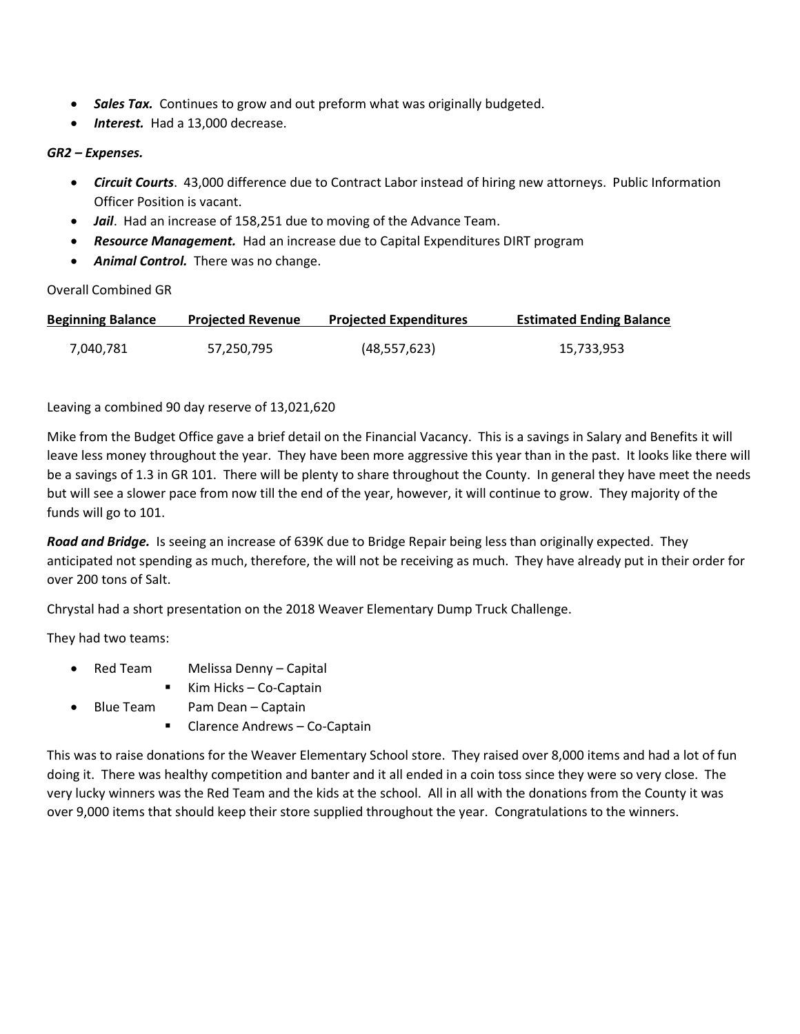- ***Sales Tax.*** Continues to grow and out preform what was originally budgeted.
- ***Interest.*** Had a 13,000 decrease.

***GR2 – Expenses.***

- ***Circuit Courts***. 43,000 difference due to Contract Labor instead of hiring new attorneys. Public Information Officer Position is vacant.
- ***Jail***. Had an increase of 158,251 due to moving of the Advance Team.
- ***Resource Management.*** Had an increase due to Capital Expenditures DIRT program
- ***Animal Control.*** There was no change.

Overall Combined GR

| Beginning Balance | Projected Revenue | Projected Expenditures | Estimated Ending Balance |
|---|---|---|---|
| 7,040,781 | 57,250,795 | (48,557,623) | 15,733,953 |

Leaving a combined 90 day reserve of 13,021,620

Mike from the Budget Office gave a brief detail on the Financial Vacancy. This is a savings in Salary and Benefits it will leave less money throughout the year. They have been more aggressive this year than in the past. It looks like there will be a savings of 1.3 in GR 101. There will be plenty to share throughout the County. In general they have meet the needs but will see a slower pace from now till the end of the year, however, it will continue to grow. They majority of the funds will go to 101.

***Road and Bridge.*** Is seeing an increase of 639K due to Bridge Repair being less than originally expected. They anticipated not spending as much, therefore, the will not be receiving as much. They have already put in their order for over 200 tons of Salt.

Chrystal had a short presentation on the 2018 Weaver Elementary Dump Truck Challenge.

They had two teams:

- Red Team     Melissa Denny – Capital
  - Kim Hicks – Co-Captain
- Blue Team     Pam Dean – Captain
  - Clarence Andrews – Co-Captain

This was to raise donations for the Weaver Elementary School store. They raised over 8,000 items and had a lot of fun doing it. There was healthy competition and banter and it all ended in a coin toss since they were so very close. The very lucky winners was the Red Team and the kids at the school. All in all with the donations from the County it was over 9,000 items that should keep their store supplied throughout the year. Congratulations to the winners.